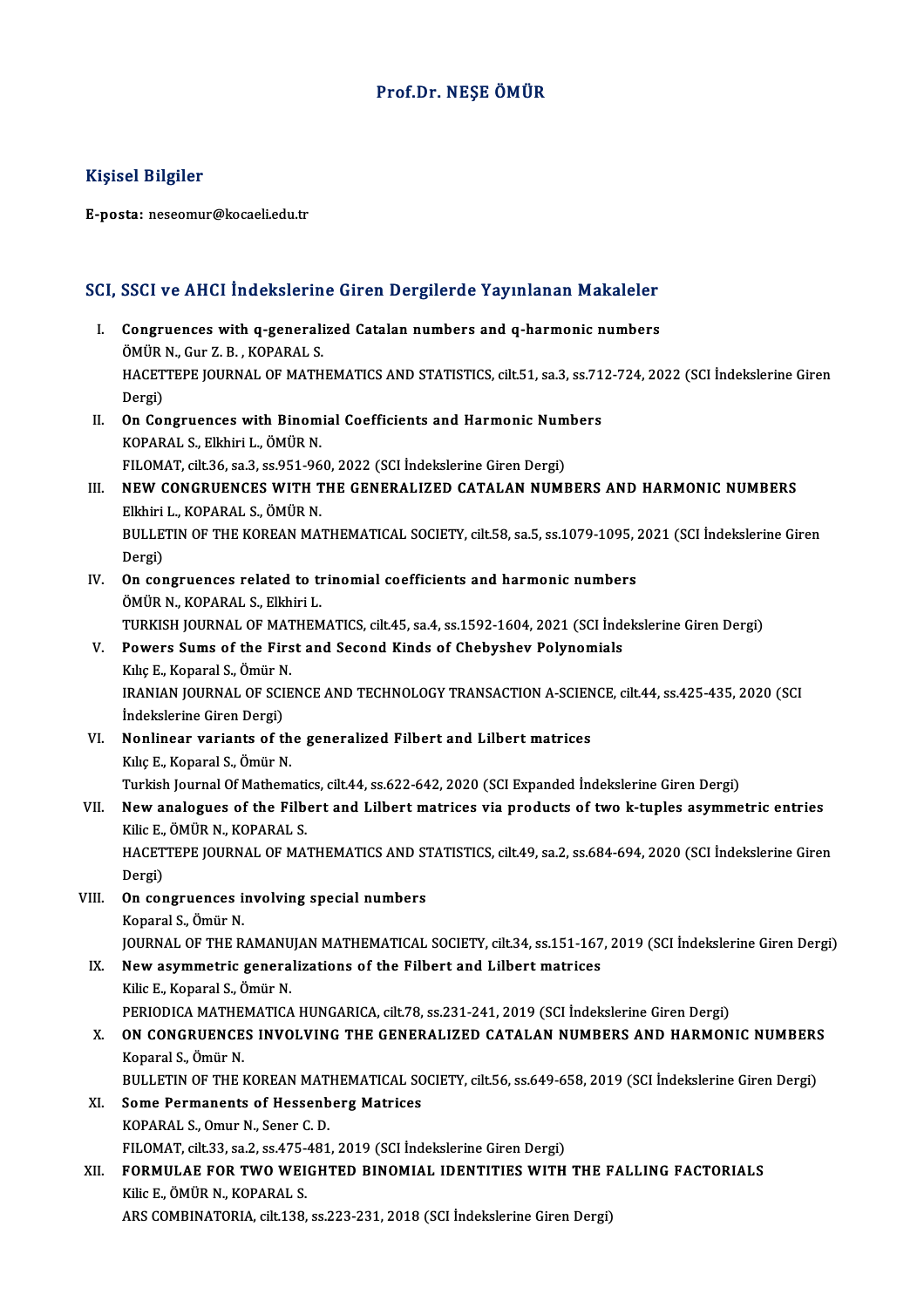# Prof.Dr. NEŞE ÖMÜR

## Kişisel Bilgiler

**E-posta:** neseomur@kocaeli.edu.tr

## SCI, SSCI ve AHCI İndekslerine Giren Dergilerde Yayınlanan Makaleler

I. **Congruences with q-generalized Catalan numbers and q-harmonic numbers**
ÖMÜR N., Gur Z. B. , KOPARAL S.
HACETTEPE JOURNAL OF MATHEMATICS AND STATISTICS, cilt.51, sa.3, ss.712-724, 2022 (SCI İndekslerine Giren Dergi)

II. **On Congruences with Binomial Coefficients and Harmonic Numbers**
KOPARAL S., Elkhiri L., ÖMÜR N.
FILOMAT, cilt.36, sa.3, ss.951-960, 2022 (SCI İndekslerine Giren Dergi)

III. **NEW CONGRUENCES WITH THE GENERALIZED CATALAN NUMBERS AND HARMONIC NUMBERS**
Elkhiri L., KOPARAL S., ÖMÜR N.
BULLETIN OF THE KOREAN MATHEMATICAL SOCIETY, cilt.58, sa.5, ss.1079-1095, 2021 (SCI İndekslerine Giren Dergi)

IV. **On congruences related to trinomial coefficients and harmonic numbers**
ÖMÜR N., KOPARAL S., Elkhiri L.
TURKISH JOURNAL OF MATHEMATICS, cilt.45, sa.4, ss.1592-1604, 2021 (SCI İndekslerine Giren Dergi)

V. **Powers Sums of the First and Second Kinds of Chebyshev Polynomials**
Kılıç E., Koparal S., Ömür N.
IRANIAN JOURNAL OF SCIENCE AND TECHNOLOGY TRANSACTION A-SCIENCE, cilt.44, ss.425-435, 2020 (SCI İndekslerine Giren Dergi)

VI. **Nonlinear variants of the generalized Filbert and Lilbert matrices**
Kılıç E., Koparal S., Ömür N.
Turkish Journal Of Mathematics, cilt.44, ss.622-642, 2020 (SCI Expanded İndekslerine Giren Dergi)

VII. **New analogues of the Filbert and Lilbert matrices via products of two k-tuples asymmetric entries**
Kilic E., ÖMÜR N., KOPARAL S.
HACETTEPE JOURNAL OF MATHEMATICS AND STATISTICS, cilt.49, sa.2, ss.684-694, 2020 (SCI İndekslerine Giren Dergi)

VIII. **On congruences involving special numbers**
Koparal S., Ömür N.
JOURNAL OF THE RAMANUJAN MATHEMATICAL SOCIETY, cilt.34, ss.151-167, 2019 (SCI İndekslerine Giren Dergi)

IX. **New asymmetric generalizations of the Filbert and Lilbert matrices**
Kilic E., Koparal S., Ömür N.
PERIODICA MATHEMATICA HUNGARICA, cilt.78, ss.231-241, 2019 (SCI İndekslerine Giren Dergi)

X. **ON CONGRUENCES INVOLVING THE GENERALIZED CATALAN NUMBERS AND HARMONIC NUMBERS**
Koparal S., Ömür N.
BULLETIN OF THE KOREAN MATHEMATICAL SOCIETY, cilt.56, ss.649-658, 2019 (SCI İndekslerine Giren Dergi)

XI. **Some Permanents of Hessenberg Matrices**
KOPARAL S., Omur N., Sener C. D.
FILOMAT, cilt.33, sa.2, ss.475-481, 2019 (SCI İndekslerine Giren Dergi)

XII. **FORMULAE FOR TWO WEIGHTED BINOMIAL IDENTITIES WITH THE FALLING FACTORIALS**
Kilic E., ÖMÜR N., KOPARAL S.
ARS COMBINATORIA, cilt.138, ss.223-231, 2018 (SCI İndekslerine Giren Dergi)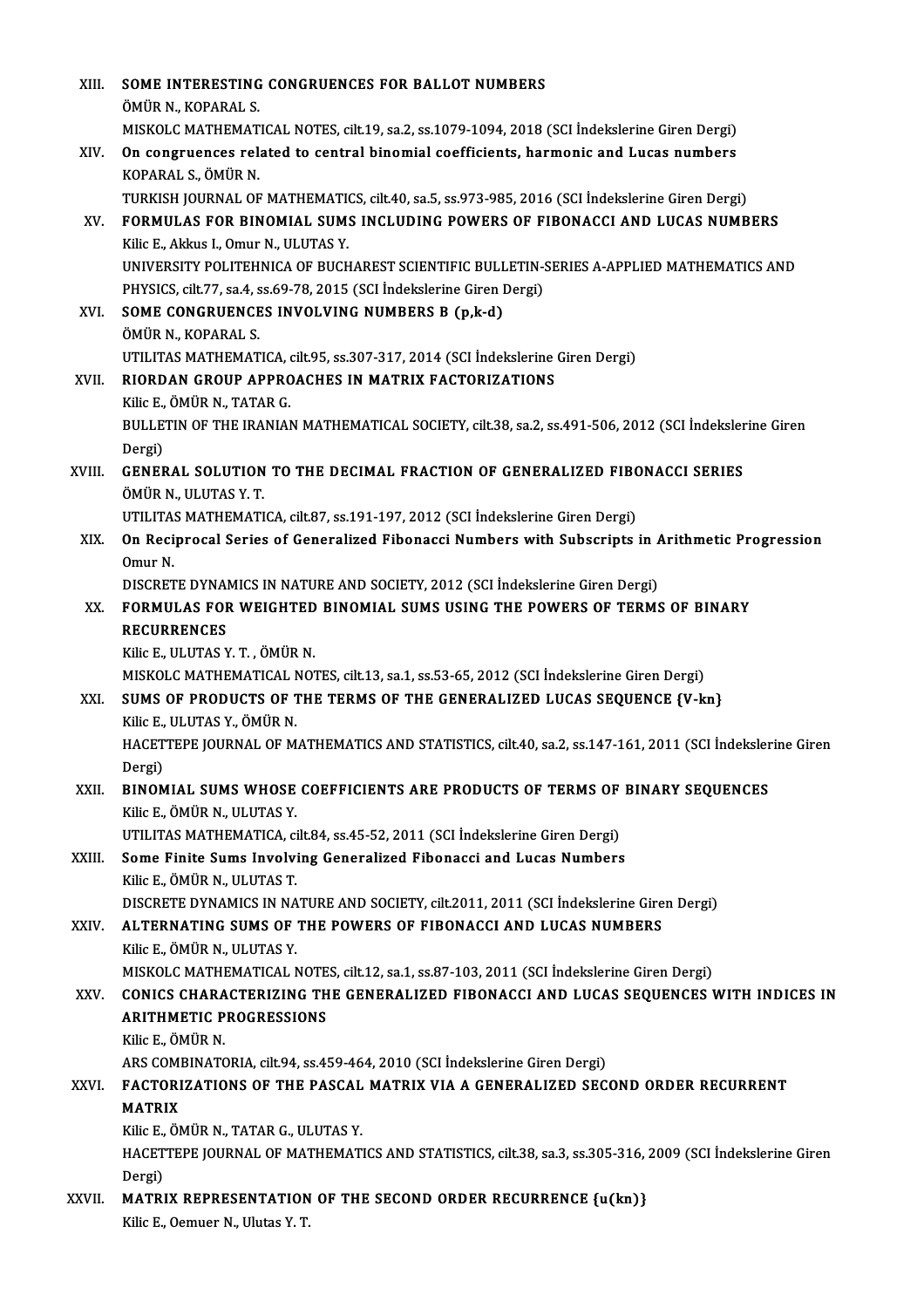XIII. **SOME INTERESTING CONGRUENCES FOR BALLOT NUMBERS**
ÖMÜR N., KOPARAL S.
MISKOLC MATHEMATICAL NOTES, cilt.19, sa.2, ss.1079-1094, 2018 (SCI İndekslerine Giren Dergi)

XIV. **On congruences related to central binomial coefficients, harmonic and Lucas numbers**
KOPARAL S., ÖMÜR N.
TURKISH JOURNAL OF MATHEMATICS, cilt.40, sa.5, ss.973-985, 2016 (SCI İndekslerine Giren Dergi)

XV. **FORMULAS FOR BINOMIAL SUMS INCLUDING POWERS OF FIBONACCI AND LUCAS NUMBERS**
Kilic E., Akkus I., Omur N., ULUTAS Y.
UNIVERSITY POLITEHNICA OF BUCHAREST SCIENTIFIC BULLETIN-SERIES A-APPLIED MATHEMATICS AND PHYSICS, cilt.77, sa.4, ss.69-78, 2015 (SCI İndekslerine Giren Dergi)

XVI. **SOME CONGRUENCES INVOLVING NUMBERS B (p,k-d)**
ÖMÜR N., KOPARAL S.
UTILITAS MATHEMATICA, cilt.95, ss.307-317, 2014 (SCI İndekslerine Giren Dergi)

XVII. **RIORDAN GROUP APPROACHES IN MATRIX FACTORIZATIONS**
Kilic E., ÖMÜR N., TATAR G.
BULLETIN OF THE IRANIAN MATHEMATICAL SOCIETY, cilt.38, sa.2, ss.491-506, 2012 (SCI İndekslerine Giren Dergi)

XVIII. **GENERAL SOLUTION TO THE DECIMAL FRACTION OF GENERALIZED FIBONACCI SERIES**
ÖMÜR N., ULUTAS Y. T.
UTILITAS MATHEMATICA, cilt.87, ss.191-197, 2012 (SCI İndekslerine Giren Dergi)

XIX. **On Reciprocal Series of Generalized Fibonacci Numbers with Subscripts in Arithmetic Progression**
Omur N.
DISCRETE DYNAMICS IN NATURE AND SOCIETY, 2012 (SCI İndekslerine Giren Dergi)

XX. **FORMULAS FOR WEIGHTED BINOMIAL SUMS USING THE POWERS OF TERMS OF BINARY RECURRENCES**
Kilic E., ULUTAS Y. T. , ÖMÜR N.
MISKOLC MATHEMATICAL NOTES, cilt.13, sa.1, ss.53-65, 2012 (SCI İndekslerine Giren Dergi)

XXI. **SUMS OF PRODUCTS OF THE TERMS OF THE GENERALIZED LUCAS SEQUENCE {V-kn}**
Kilic E., ULUTAS Y., ÖMÜR N.
HACETTEPE JOURNAL OF MATHEMATICS AND STATISTICS, cilt.40, sa.2, ss.147-161, 2011 (SCI İndekslerine Giren Dergi)

XXII. **BINOMIAL SUMS WHOSE COEFFICIENTS ARE PRODUCTS OF TERMS OF BINARY SEQUENCES**
Kilic E., ÖMÜR N., ULUTAS Y.
UTILITAS MATHEMATICA, cilt.84, ss.45-52, 2011 (SCI İndekslerine Giren Dergi)

XXIII. **Some Finite Sums Involving Generalized Fibonacci and Lucas Numbers**
Kilic E., ÖMÜR N., ULUTAS T.
DISCRETE DYNAMICS IN NATURE AND SOCIETY, cilt.2011, 2011 (SCI İndekslerine Giren Dergi)

XXIV. **ALTERNATING SUMS OF THE POWERS OF FIBONACCI AND LUCAS NUMBERS**
Kilic E., ÖMÜR N., ULUTAS Y.
MISKOLC MATHEMATICAL NOTES, cilt.12, sa.1, ss.87-103, 2011 (SCI İndekslerine Giren Dergi)

XXV. **CONICS CHARACTERIZING THE GENERALIZED FIBONACCI AND LUCAS SEQUENCES WITH INDICES IN ARITHMETIC PROGRESSIONS**
Kilic E., ÖMÜR N.
ARS COMBINATORIA, cilt.94, ss.459-464, 2010 (SCI İndekslerine Giren Dergi)

XXVI. **FACTORIZATIONS OF THE PASCAL MATRIX VIA A GENERALIZED SECOND ORDER RECURRENT MATRIX**
Kilic E., ÖMÜR N., TATAR G., ULUTAS Y.
HACETTEPE JOURNAL OF MATHEMATICS AND STATISTICS, cilt.38, sa.3, ss.305-316, 2009 (SCI İndekslerine Giren Dergi)

XXVII. **MATRIX REPRESENTATION OF THE SECOND ORDER RECURRENCE {u(kn)}**
Kilic E., Oemuer N., Ulutas Y. T.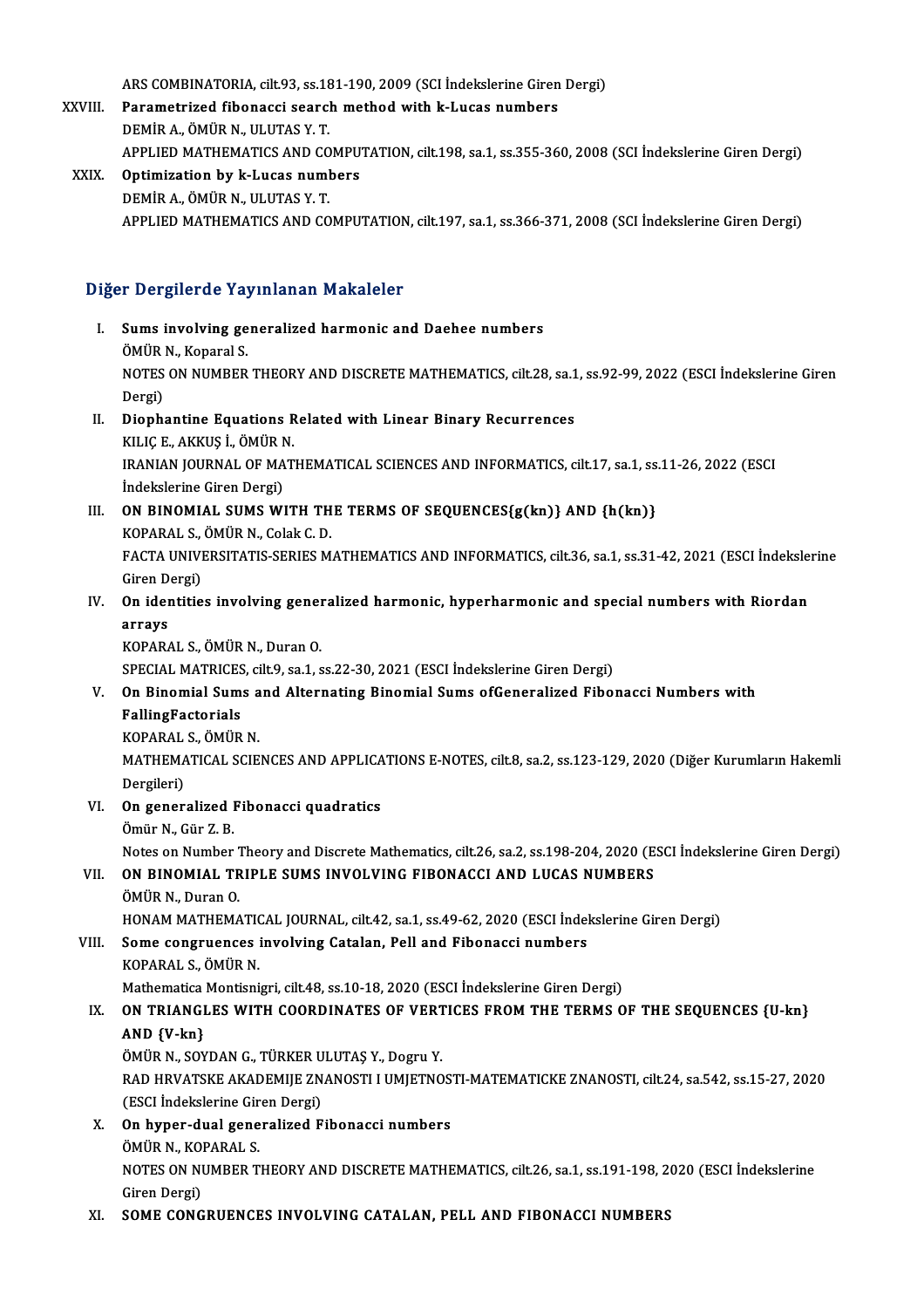ARS COMBINATORIA, cilt.93, ss.181-190, 2009 (SCI İndekslerine Giren Dergi)

XXVIII. **Parametrized fibonacci search method with k-Lucas numbers**
DEMİR A., ÖMÜR N., ULUTAS Y. T.
APPLIED MATHEMATICS AND COMPUTATION, cilt.198, sa.1, ss.355-360, 2008 (SCI İndekslerine Giren Dergi)

XXIX. **Optimization by k-Lucas numbers**
DEMİR A., ÖMÜR N., ULUTAS Y. T.
APPLIED MATHEMATICS AND COMPUTATION, cilt.197, sa.1, ss.366-371, 2008 (SCI İndekslerine Giren Dergi)

## Diğer Dergilerde Yayınlanan Makaleler

I. **Sums involving generalized harmonic and Daehee numbers**
ÖMÜR N., Koparal S.
NOTES ON NUMBER THEORY AND DISCRETE MATHEMATICS, cilt.28, sa.1, ss.92-99, 2022 (ESCI İndekslerine Giren Dergi)

II. **Diophantine Equations Related with Linear Binary Recurrences**
KILIÇ E., AKKUŞ İ., ÖMÜR N.
IRANIAN JOURNAL OF MATHEMATICAL SCIENCES AND INFORMATICS, cilt.17, sa.1, ss.11-26, 2022 (ESCI İndekslerine Giren Dergi)

III. **ON BINOMIAL SUMS WITH THE TERMS OF SEQUENCES{g(kn)} AND {h(kn)}**
KOPARAL S., ÖMÜR N., Colak C. D.
FACTA UNIVERSITATIS-SERIES MATHEMATICS AND INFORMATICS, cilt.36, sa.1, ss.31-42, 2021 (ESCI İndekslerine Giren Dergi)

IV. **On identities involving generalized harmonic, hyperharmonic and special numbers with Riordan arrays**
KOPARAL S., ÖMÜR N., Duran O.
SPECIAL MATRICES, cilt.9, sa.1, ss.22-30, 2021 (ESCI İndekslerine Giren Dergi)

V. **On Binomial Sums and Alternating Binomial Sums ofGeneralized Fibonacci Numbers with FallingFactorials**
KOPARAL S., ÖMÜR N.
MATHEMATICAL SCIENCES AND APPLICATIONS E-NOTES, cilt.8, sa.2, ss.123-129, 2020 (Diğer Kurumların Hakemli Dergileri)

VI. **On generalized Fibonacci quadratics**
Ömür N., Gür Z. B.
Notes on Number Theory and Discrete Mathematics, cilt.26, sa.2, ss.198-204, 2020 (ESCI İndekslerine Giren Dergi)

VII. **ON BINOMIAL TRIPLE SUMS INVOLVING FIBONACCI AND LUCAS NUMBERS**
ÖMÜR N., Duran O.
HONAM MATHEMATICAL JOURNAL, cilt.42, sa.1, ss.49-62, 2020 (ESCI İndekslerine Giren Dergi)

VIII. **Some congruences involving Catalan, Pell and Fibonacci numbers**
KOPARAL S., ÖMÜR N.
Mathematica Montisnigri, cilt.48, ss.10-18, 2020 (ESCI İndekslerine Giren Dergi)

IX. **ON TRIANGLES WITH COORDINATES OF VERTICES FROM THE TERMS OF THE SEQUENCES {U-kn} AND {V-kn}**
ÖMÜR N., SOYDAN G., TÜRKER ULUTAŞ Y., Dogru Y.
RAD HRVATSKE AKADEMIJE ZNANOSTI I UMJETNOSTI-MATEMATICKE ZNANOSTI, cilt.24, sa.542, ss.15-27, 2020 (ESCI İndekslerine Giren Dergi)

X. **On hyper-dual generalized Fibonacci numbers**
ÖMÜR N., KOPARAL S.
NOTES ON NUMBER THEORY AND DISCRETE MATHEMATICS, cilt.26, sa.1, ss.191-198, 2020 (ESCI İndekslerine Giren Dergi)

XI. **SOME CONGRUENCES INVOLVING CATALAN, PELL AND FIBONACCI NUMBERS**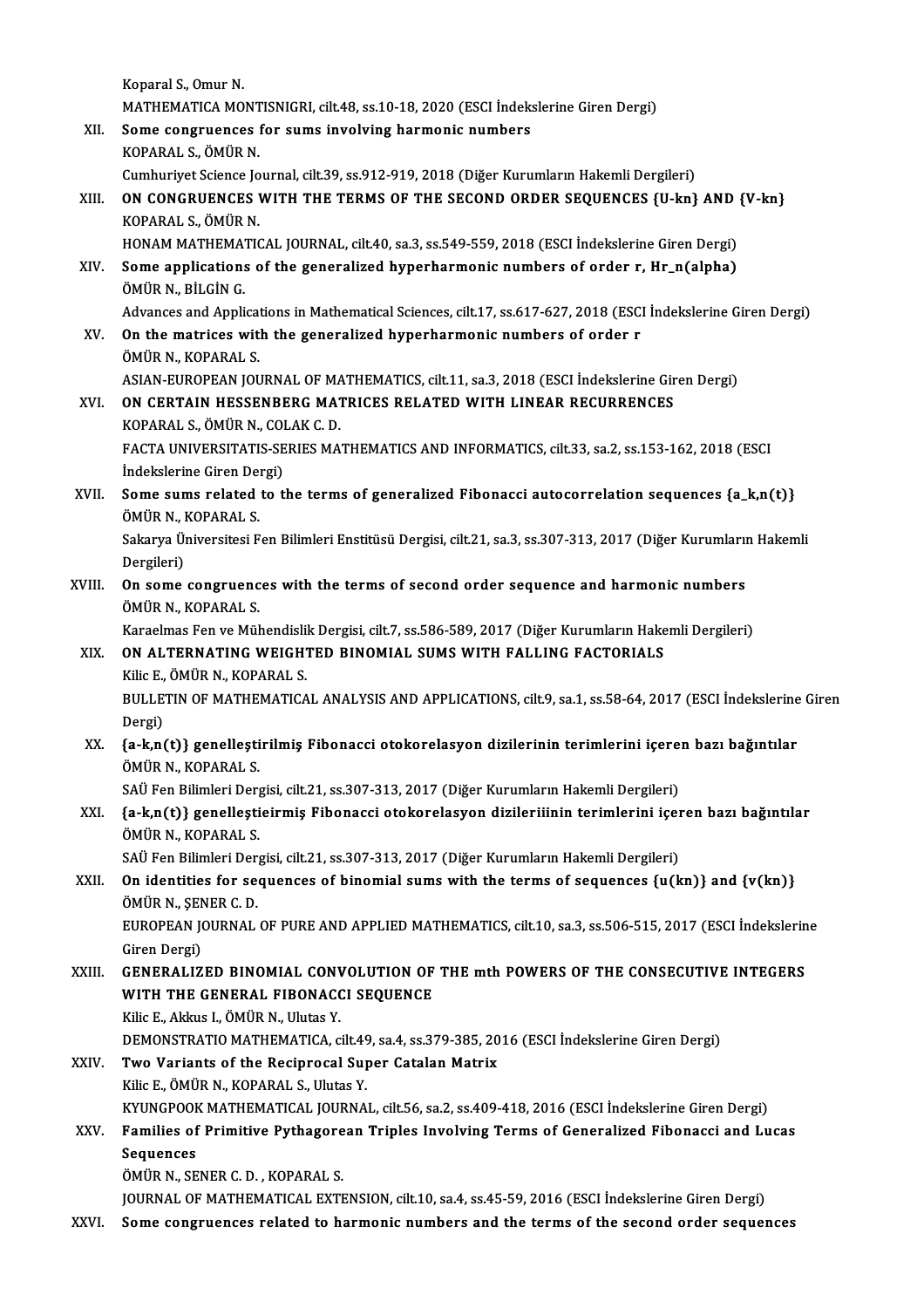Koparal S., Omur N.

MATHEMATICA MONTISNIGRI, cilt.48, ss.10-18, 2020 (ESCI İndekslerine Giren Dergi)

XII. **Some congruences for sums involving harmonic numbers**
KOPARAL S., ÖMÜR N.
Cumhuriyet Science Journal, cilt.39, ss.912-919, 2018 (Diğer Kurumların Hakemli Dergileri)

XIII. **ON CONGRUENCES WITH THE TERMS OF THE SECOND ORDER SEQUENCES {U-kn} AND {V-kn}**
KOPARAL S., ÖMÜR N.
HONAM MATHEMATICAL JOURNAL, cilt.40, sa.3, ss.549-559, 2018 (ESCI İndekslerine Giren Dergi)

XIV. **Some applications of the generalized hyperharmonic numbers of order r, Hr_n(alpha)**
ÖMÜR N., BİLGİN G.
Advances and Applications in Mathematical Sciences, cilt.17, ss.617-627, 2018 (ESCI İndekslerine Giren Dergi)

XV. **On the matrices with the generalized hyperharmonic numbers of order r**
ÖMÜR N., KOPARAL S.
ASIAN-EUROPEAN JOURNAL OF MATHEMATICS, cilt.11, sa.3, 2018 (ESCI İndekslerine Giren Dergi)

XVI. **ON CERTAIN HESSENBERG MATRICES RELATED WITH LINEAR RECURRENCES**
KOPARAL S., ÖMÜR N., COLAK C. D.
FACTA UNIVERSITATIS-SERIES MATHEMATICS AND INFORMATICS, cilt.33, sa.2, ss.153-162, 2018 (ESCI İndekslerine Giren Dergi)

XVII. **Some sums related to the terms of generalized Fibonacci autocorrelation sequences {a_k,n(t)}**
ÖMÜR N., KOPARAL S.
Sakarya Üniversitesi Fen Bilimleri Enstitüsü Dergisi, cilt.21, sa.3, ss.307-313, 2017 (Diğer Kurumların Hakemli Dergileri)

XVIII. **On some congruences with the terms of second order sequence and harmonic numbers**
ÖMÜR N., KOPARAL S.
Karaelmas Fen ve Mühendislik Dergisi, cilt.7, ss.586-589, 2017 (Diğer Kurumların Hakemli Dergileri)

XIX. **ON ALTERNATING WEIGHTED BINOMIAL SUMS WITH FALLING FACTORIALS**
Kilic E., ÖMÜR N., KOPARAL S.
BULLETIN OF MATHEMATICAL ANALYSIS AND APPLICATIONS, cilt.9, sa.1, ss.58-64, 2017 (ESCI İndekslerine Giren Dergi)

XX. **{a-k,n(t)} genelleştirilmiş Fibonacci otokorelasyon dizilerinin terimlerini içeren bazı bağıntılar**
ÖMÜR N., KOPARAL S.
SAÜ Fen Bilimleri Dergisi, cilt.21, ss.307-313, 2017 (Diğer Kurumların Hakemli Dergileri)

XXI. **{a-k,n(t)} genelleştieirmiş Fibonacci otokorelasyon dizileriiinin terimlerini içeren bazı bağıntılar**
ÖMÜR N., KOPARAL S.
SAÜ Fen Bilimleri Dergisi, cilt.21, ss.307-313, 2017 (Diğer Kurumların Hakemli Dergileri)

XXII. **On identities for sequences of binomial sums with the terms of sequences {u(kn)} and {v(kn)}**
ÖMÜR N., ŞENER C. D.
EUROPEAN JOURNAL OF PURE AND APPLIED MATHEMATICS, cilt.10, sa.3, ss.506-515, 2017 (ESCI İndekslerine Giren Dergi)

XXIII. **GENERALIZED BINOMIAL CONVOLUTION OF THE mth POWERS OF THE CONSECUTIVE INTEGERS WITH THE GENERAL FIBONACCI SEQUENCE**
Kilic E., Akkus I., ÖMÜR N., Ulutas Y.
DEMONSTRATIO MATHEMATICA, cilt.49, sa.4, ss.379-385, 2016 (ESCI İndekslerine Giren Dergi)

XXIV. **Two Variants of the Reciprocal Super Catalan Matrix**
Kilic E., ÖMÜR N., KOPARAL S., Ulutas Y.
KYUNGPOOK MATHEMATICAL JOURNAL, cilt.56, sa.2, ss.409-418, 2016 (ESCI İndekslerine Giren Dergi)

XXV. **Families of Primitive Pythagorean Triples Involving Terms of Generalized Fibonacci and Lucas Sequences**
ÖMÜR N., SENER C. D. , KOPARAL S.
JOURNAL OF MATHEMATICAL EXTENSION, cilt.10, sa.4, ss.45-59, 2016 (ESCI İndekslerine Giren Dergi)

XXVI. **Some congruences related to harmonic numbers and the terms of the second order sequences**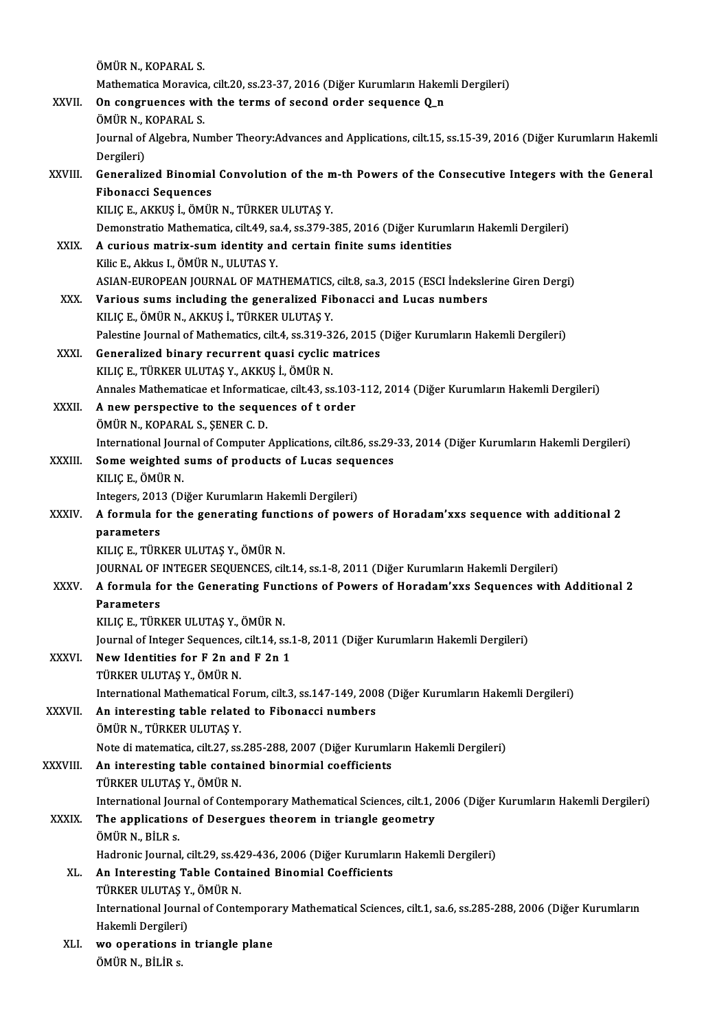ÖMÜR N., KOPARAL S.
Mathematica Moravica, cilt.20, ss.23-37, 2016 (Diğer Kurumların Hakemli Dergileri)

XXVII. **On congruences with the terms of second order sequence Q_n**
ÖMÜR N., KOPARAL S.
Journal of Algebra, Number Theory:Advances and Applications, cilt.15, ss.15-39, 2016 (Diğer Kurumların Hakemli Dergileri)

XXVIII. **Generalized Binomial Convolution of the m-th Powers of the Consecutive Integers with the General Fibonacci Sequences**
KILIÇ E., AKKUŞ İ., ÖMÜR N., TÜRKER ULUTAŞ Y.
Demonstratio Mathematica, cilt.49, sa.4, ss.379-385, 2016 (Diğer Kurumların Hakemli Dergileri)

XXIX. **A curious matrix-sum identity and certain finite sums identities**
Kilic E., Akkus I., ÖMÜR N., ULUTAS Y.
ASIAN-EUROPEAN JOURNAL OF MATHEMATICS, cilt.8, sa.3, 2015 (ESCI İndekslerine Giren Dergi)

XXX. **Various sums including the generalized Fibonacci and Lucas numbers**
KILIÇ E., ÖMÜR N., AKKUŞ İ., TÜRKER ULUTAŞ Y.
Palestine Journal of Mathematics, cilt.4, ss.319-326, 2015 (Diğer Kurumların Hakemli Dergileri)

XXXI. **Generalized binary recurrent quasi cyclic matrices**
KILIÇ E., TÜRKER ULUTAŞ Y., AKKUŞ İ., ÖMÜR N.
Annales Mathematicae et Informaticae, cilt.43, ss.103-112, 2014 (Diğer Kurumların Hakemli Dergileri)

XXXII. **A new perspective to the sequences of t order**
ÖMÜR N., KOPARAL S., ŞENER C. D.
International Journal of Computer Applications, cilt.86, ss.29-33, 2014 (Diğer Kurumların Hakemli Dergileri)

XXXIII. **Some weighted sums of products of Lucas sequences**
KILIÇ E., ÖMÜR N.
Integers, 2013 (Diğer Kurumların Hakemli Dergileri)

XXXIV. **A formula for the generating functions of powers of Horadam'xxs sequence with additional 2 parameters**
KILIÇ E., TÜRKER ULUTAŞ Y., ÖMÜR N.
JOURNAL OF INTEGER SEQUENCES, cilt.14, ss.1-8, 2011 (Diğer Kurumların Hakemli Dergileri)

XXXV. **A formula for the Generating Functions of Powers of Horadam'xxs Sequences with Additional 2 Parameters**
KILIÇ E., TÜRKER ULUTAŞ Y., ÖMÜR N.
Journal of Integer Sequences, cilt.14, ss.1-8, 2011 (Diğer Kurumların Hakemli Dergileri)

XXXVI. **New Identities for F 2n and F 2n 1**
TÜRKER ULUTAŞ Y., ÖMÜR N.
International Mathematical Forum, cilt.3, ss.147-149, 2008 (Diğer Kurumların Hakemli Dergileri)

XXXVII. **An interesting table related to Fibonacci numbers**
ÖMÜR N., TÜRKER ULUTAŞ Y.
Note di matematica, cilt.27, ss.285-288, 2007 (Diğer Kurumların Hakemli Dergileri)

XXXVIII. **An interesting table contained binormial coefficients**
TÜRKER ULUTAŞ Y., ÖMÜR N.
International Journal of Contemporary Mathematical Sciences, cilt.1, 2006 (Diğer Kurumların Hakemli Dergileri)

XXXIX. **The applications of Desergues theorem in triangle geometry**
ÖMÜR N., BİLR s.
Hadronic Journal, cilt.29, ss.429-436, 2006 (Diğer Kurumların Hakemli Dergileri)

XL. **An Interesting Table Contained Binomial Coefficients**
TÜRKER ULUTAŞ Y., ÖMÜR N.
International Journal of Contemporary Mathematical Sciences, cilt.1, sa.6, ss.285-288, 2006 (Diğer Kurumların Hakemli Dergileri)

XLI. **wo operations in triangle plane**
ÖMÜR N., BİLİR s.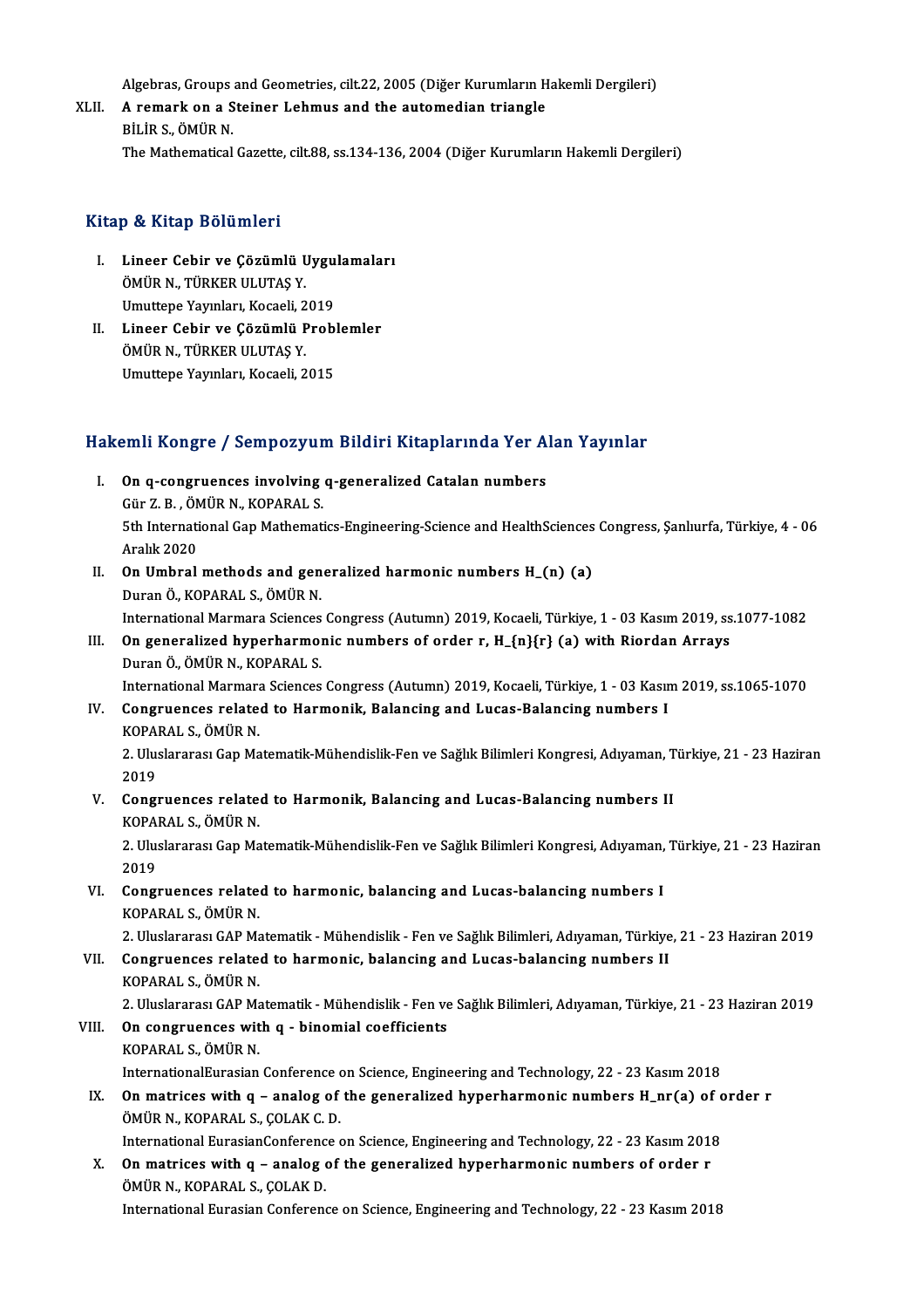Algebras, Groups and Geometries, cilt.22, 2005 (Diğer Kurumların Hakemli Dergileri)

XLII. **A remark on a Steiner Lehmus and the automedian triangle**
BİLİR S., ÖMÜR N.
The Mathematical Gazette, cilt.88, ss.134-136, 2004 (Diğer Kurumların Hakemli Dergileri)

## Kitap & Kitap Bölümleri

I. **Lineer Cebir ve Çözümlü Uygulamaları**
ÖMÜR N., TÜRKER ULUTAŞ Y.
Umuttepe Yayınları, Kocaeli, 2019

II. **Lineer Cebir ve Çözümlü Problemler**
ÖMÜR N., TÜRKER ULUTAŞ Y.
Umuttepe Yayınları, Kocaeli, 2015

## Hakemli Kongre / Sempozyum Bildiri Kitaplarında Yer Alan Yayınlar

I. **On q-congruences involving q-generalized Catalan numbers**
Gür Z. B. , ÖMÜR N., KOPARAL S.
5th International Gap Mathematics-Engineering-Science and HealthSciences Congress, Şanlıurfa, Türkiye, 4 - 06 Aralık 2020

II. **On Umbral methods and generalized harmonic numbers H_(n) (a)**
Duran Ö., KOPARAL S., ÖMÜR N.
International Marmara Sciences Congress (Autumn) 2019, Kocaeli, Türkiye, 1 - 03 Kasım 2019, ss.1077-1082

III. **On generalized hyperharmonic numbers of order r, H_{n}{r} (a) with Riordan Arrays**
Duran Ö., ÖMÜR N., KOPARAL S.
International Marmara Sciences Congress (Autumn) 2019, Kocaeli, Türkiye, 1 - 03 Kasım 2019, ss.1065-1070

IV. **Congruences related to Harmonik, Balancing and Lucas-Balancing numbers I**
KOPARAL S., ÖMÜR N.
2. Uluslararası Gap Matematik-Mühendislik-Fen ve Sağlık Bilimleri Kongresi, Adıyaman, Türkiye, 21 - 23 Haziran 2019

V. **Congruences related to Harmonik, Balancing and Lucas-Balancing numbers II**
KOPARAL S., ÖMÜR N.
2. Uluslararası Gap Matematik-Mühendislik-Fen ve Sağlık Bilimleri Kongresi, Adıyaman, Türkiye, 21 - 23 Haziran 2019

VI. **Congruences related to harmonic, balancing and Lucas-balancing numbers I**
KOPARAL S., ÖMÜR N.
2. Uluslararası GAP Matematik - Mühendislik - Fen ve Sağlık Bilimleri, Adıyaman, Türkiye, 21 - 23 Haziran 2019

VII. **Congruences related to harmonic, balancing and Lucas-balancing numbers II**
KOPARAL S., ÖMÜR N.
2. Uluslararası GAP Matematik - Mühendislik - Fen ve Sağlık Bilimleri, Adıyaman, Türkiye, 21 - 23 Haziran 2019

VIII. **On congruences with q - binomial coefficients**
KOPARAL S., ÖMÜR N.
InternationalEurasian Conference on Science, Engineering and Technology, 22 - 23 Kasım 2018

IX. **On matrices with q – analog of the generalized hyperharmonic numbers H_nr(a) of order r**
ÖMÜR N., KOPARAL S., ÇOLAK C. D.
International EurasianConference on Science, Engineering and Technology, 22 - 23 Kasım 2018

X. **On matrices with q – analog of the generalized hyperharmonic numbers of order r**
ÖMÜR N., KOPARAL S., ÇOLAK D.
International Eurasian Conference on Science, Engineering and Technology, 22 - 23 Kasım 2018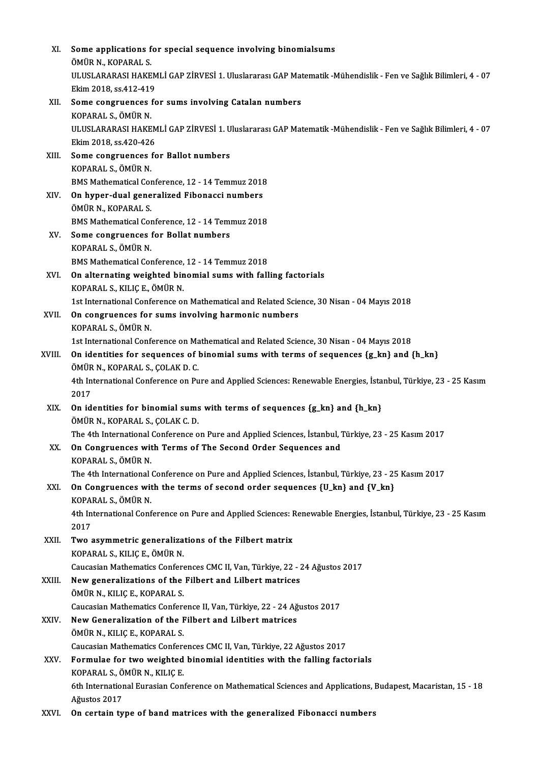XI. **Some applications for special sequence involving binomialsums**
ÖMÜR N., KOPARAL S.
ULUSLARARASI HAKEMLİ GAP ZİRVESİ 1. Uluslararası GAP Matematik -Mühendislik - Fen ve Sağlık Bilimleri, 4 - 07 Ekim 2018, ss.412-419

XII. **Some congruences for sums involving Catalan numbers**
KOPARAL S., ÖMÜR N.
ULUSLARARASI HAKEMLİ GAP ZİRVESİ 1. Uluslararası GAP Matematik -Mühendislik - Fen ve Sağlık Bilimleri, 4 - 07 Ekim 2018, ss.420-426

XIII. **Some congruences for Ballot numbers**
KOPARAL S., ÖMÜR N.
BMS Mathematical Conference, 12 - 14 Temmuz 2018

XIV. **On hyper-dual generalized Fibonacci numbers**
ÖMÜR N., KOPARAL S.
BMS Mathematical Conference, 12 - 14 Temmuz 2018

XV. **Some congruences for Bollat numbers**
KOPARAL S., ÖMÜR N.
BMS Mathematical Conference, 12 - 14 Temmuz 2018

XVI. **On alternating weighted binomial sums with falling factorials**
KOPARAL S., KILIÇ E., ÖMÜR N.
1st International Conference on Mathematical and Related Science, 30 Nisan - 04 Mayıs 2018

XVII. **On congruences for sums involving harmonic numbers**
KOPARAL S., ÖMÜR N.
1st International Conference on Mathematical and Related Science, 30 Nisan - 04 Mayıs 2018

XVIII. **On identities for sequences of binomial sums with terms of sequences {g_kn} and {h_kn}**
ÖMÜR N., KOPARAL S., ÇOLAK D. C.
4th International Conference on Pure and Applied Sciences: Renewable Energies, İstanbul, Türkiye, 23 - 25 Kasım 2017

XIX. **On identities for binomial sums with terms of sequences {g_kn} and {h_kn}**
ÖMÜR N., KOPARAL S., ÇOLAK C. D.
The 4th International Conference on Pure and Applied Sciences, İstanbul, Türkiye, 23 - 25 Kasım 2017

XX. **On Congruences with Terms of The Second Order Sequences and**
KOPARAL S., ÖMÜR N.
The 4th International Conference on Pure and Applied Sciences, İstanbul, Türkiye, 23 - 25 Kasım 2017

XXI. **On Congruences with the terms of second order sequences {U_kn} and {V_kn}**
KOPARAL S., ÖMÜR N.
4th International Conference on Pure and Applied Sciences: Renewable Energies, İstanbul, Türkiye, 23 - 25 Kasım 2017

XXII. **Two asymmetric generalizations of the Filbert matrix**
KOPARAL S., KILIÇ E., ÖMÜR N.
Caucasian Mathematics Conferences CMC II, Van, Türkiye, 22 - 24 Ağustos 2017

XXIII. **New generalizations of the Filbert and Lilbert matrices**
ÖMÜR N., KILIÇ E., KOPARAL S.
Caucasian Mathematics Conference II, Van, Türkiye, 22 - 24 Ağustos 2017

XXIV. **New Generalization of the Filbert and Lilbert matrices**
ÖMÜR N., KILIÇ E., KOPARAL S.
Caucasian Mathematics Conferences CMC II, Van, Türkiye, 22 Ağustos 2017

XXV. **Formulae for two weighted binomial identities with the falling factorials**
KOPARAL S., ÖMÜR N., KILIÇ E.
6th International Eurasian Conference on Mathematical Sciences and Applications, Budapest, Macaristan, 15 - 18 Ağustos 2017

XXVI. **On certain type of band matrices with the generalized Fibonacci numbers**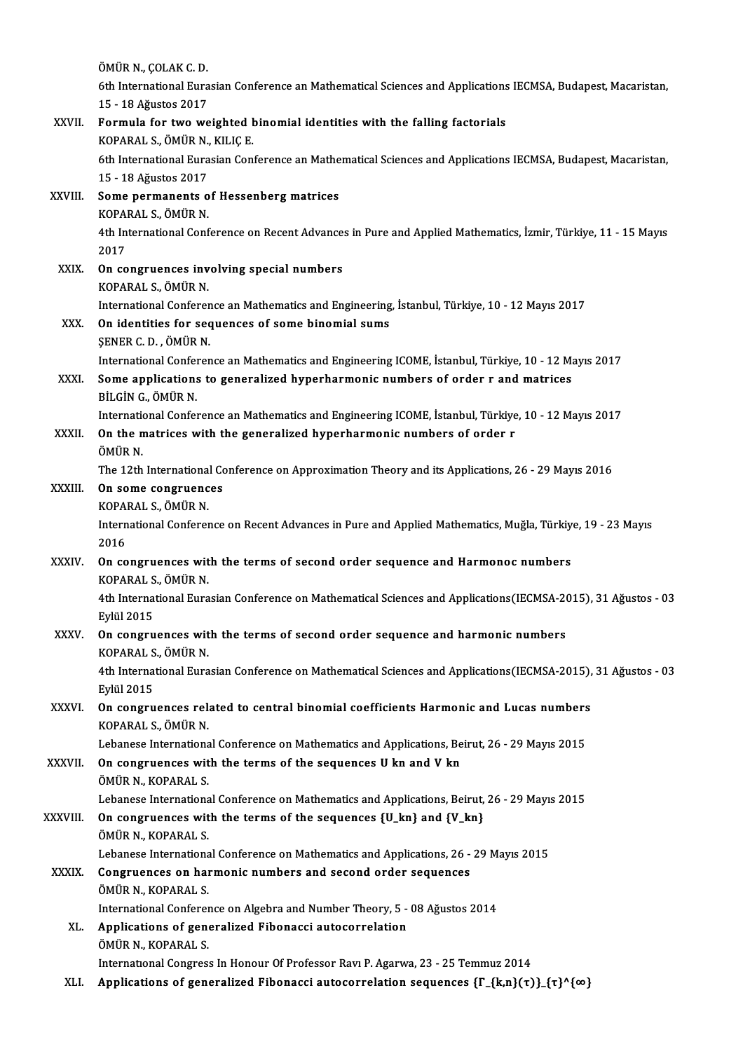ÖMÜR N., ÇOLAK C. D.
6th International Eurasian Conference an Mathematical Sciences and Applications IECMSA, Budapest, Macaristan, 15 - 18 Ağustos 2017

XXVII. **Formula for two weighted binomial identities with the falling factorials**
KOPARAL S., ÖMÜR N., KILIÇ E.
6th International Eurasian Conference an Mathematical Sciences and Applications IECMSA, Budapest, Macaristan, 15 - 18 Ağustos 2017

XXVIII. **Some permanents of Hessenberg matrices**
KOPARAL S., ÖMÜR N.
4th International Conference on Recent Advances in Pure and Applied Mathematics, İzmir, Türkiye, 11 - 15 Mayıs 2017

XXIX. **On congruences involving special numbers**
KOPARAL S., ÖMÜR N.
International Conference an Mathematics and Engineering, İstanbul, Türkiye, 10 - 12 Mayıs 2017

XXX. **On identities for sequences of some binomial sums**
ŞENER C. D. , ÖMÜR N.
International Conference an Mathematics and Engineering ICOME, İstanbul, Türkiye, 10 - 12 Mayıs 2017

XXXI. **Some applications to generalized hyperharmonic numbers of order r and matrices**
BİLGİN G., ÖMÜR N.
International Conference an Mathematics and Engineering ICOME, İstanbul, Türkiye, 10 - 12 Mayıs 2017

XXXII. **On the matrices with the generalized hyperharmonic numbers of order r**
ÖMÜR N.
The 12th International Conference on Approximation Theory and its Applications, 26 - 29 Mayıs 2016

XXXIII. **On some congruences**
KOPARAL S., ÖMÜR N.
International Conference on Recent Advances in Pure and Applied Mathematics, Muğla, Türkiye, 19 - 23 Mayıs 2016

XXXIV. **On congruences with the terms of second order sequence and Harmonoc numbers**
KOPARAL S., ÖMÜR N.
4th International Eurasian Conference on Mathematical Sciences and Applications(IECMSA-2015), 31 Ağustos - 03 Eylül 2015

XXXV. **On congruences with the terms of second order sequence and harmonic numbers**
KOPARAL S., ÖMÜR N.
4th International Eurasian Conference on Mathematical Sciences and Applications(IECMSA-2015), 31 Ağustos - 03 Eylül 2015

XXXVI. **On congruences related to central binomial coefficients Harmonic and Lucas numbers**
KOPARAL S., ÖMÜR N.
Lebanese International Conference on Mathematics and Applications, Beirut, 26 - 29 Mayıs 2015

XXXVII. **On congruences with the terms of the sequences U kn and V kn**
ÖMÜR N., KOPARAL S.
Lebanese International Conference on Mathematics and Applications, Beirut, 26 - 29 Mayıs 2015

XXXVIII. **On congruences with the terms of the sequences {U_kn} and {V_kn}**
ÖMÜR N., KOPARAL S.
Lebanese International Conference on Mathematics and Applications, 26 - 29 Mayıs 2015

XXXIX. **Congruences on harmonic numbers and second order sequences**
ÖMÜR N., KOPARAL S.
International Conference on Algebra and Number Theory, 5 - 08 Ağustos 2014

XL. **Applications of generalized Fibonacci autocorrelation**
ÖMÜR N., KOPARAL S.
Internatıonal Congress In Honour Of Professor Ravı P. Agarwa, 23 - 25 Temmuz 2014

XLI. **Applications of generalized Fibonacci autocorrelation sequences {Γ_{k,n}(τ)}_{τ}^{∞}**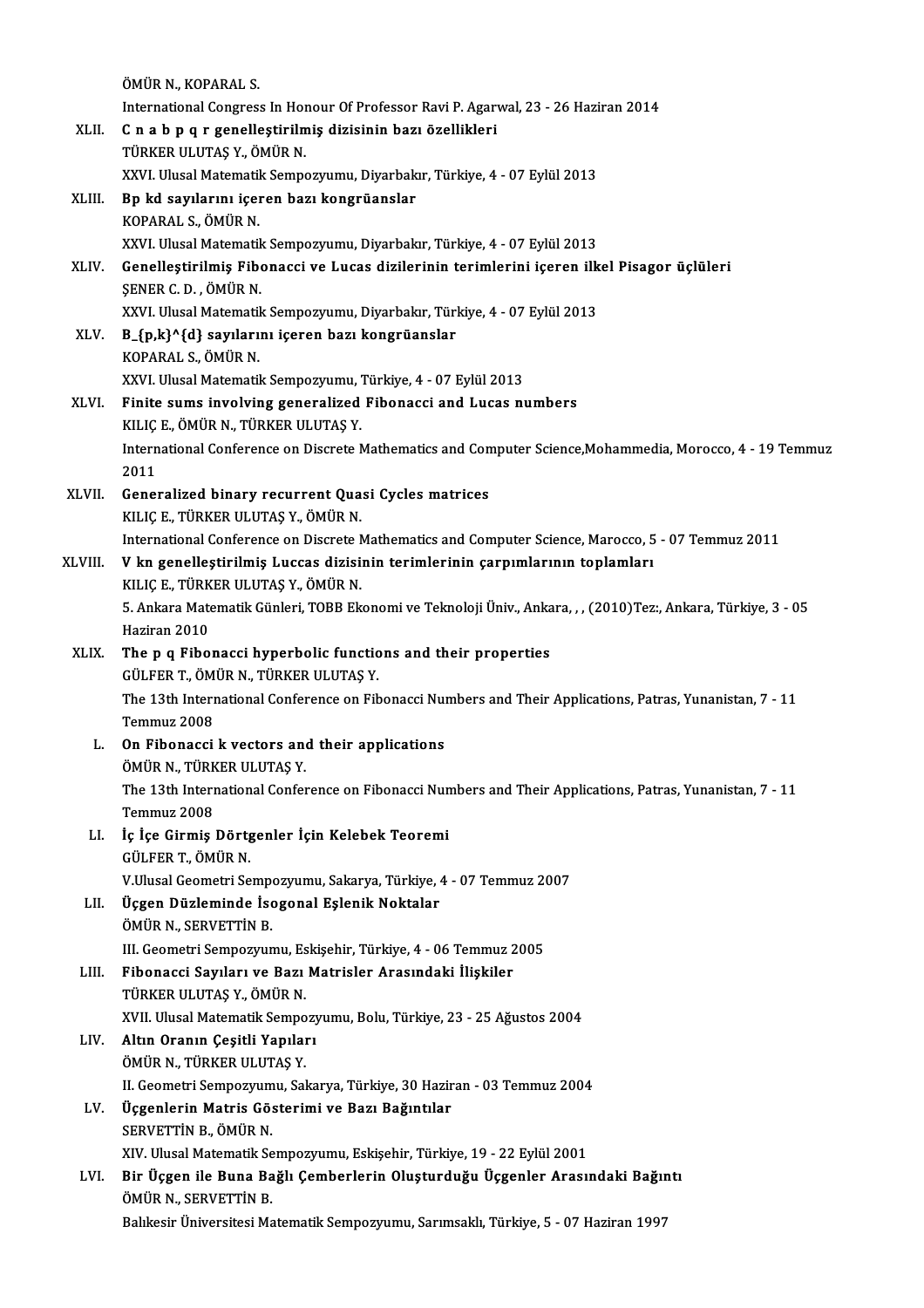ÖMÜR N., KOPARAL S.

International Congress In Honour Of Professor Ravi P. Agarwal, 23 - 26 Haziran 2014

XLII. **C n a b p q r genelleştirilmiş dizisinin bazı özellikleri**
TÜRKER ULUTAŞ Y., ÖMÜR N.
XXVI. Ulusal Matematik Sempozyumu, Diyarbakır, Türkiye, 4 - 07 Eylül 2013

XLIII. **Bp kd sayılarını içeren bazı kongrüanslar**
KOPARAL S., ÖMÜR N.
XXVI. Ulusal Matematik Sempozyumu, Diyarbakır, Türkiye, 4 - 07 Eylül 2013

XLIV. **Genelleştirilmiş Fibonacci ve Lucas dizilerinin terimlerini içeren ilkel Pisagor üçlüleri**
ŞENER C. D. , ÖMÜR N.
XXVI. Ulusal Matematik Sempozyumu, Diyarbakır, Türkiye, 4 - 07 Eylül 2013

XLV. **B_{p,k}^{d} sayılarını içeren bazı kongrüanslar**
KOPARAL S., ÖMÜR N.
XXVI. Ulusal Matematik Sempozyumu, Türkiye, 4 - 07 Eylül 2013

XLVI. **Finite sums involving generalized Fibonacci and Lucas numbers**
KILIÇ E., ÖMÜR N., TÜRKER ULUTAŞ Y.
International Conference on Discrete Mathematics and Computer Science,Mohammedia, Morocco, 4 - 19 Temmuz 2011

XLVII. **Generalized binary recurrent Quasi Cycles matrices**
KILIÇ E., TÜRKER ULUTAŞ Y., ÖMÜR N.
International Conference on Discrete Mathematics and Computer Science, Marocco, 5 - 07 Temmuz 2011

XLVIII. **V kn genelleştirilmiş Luccas dizisinin terimlerinin çarpımlarının toplamları**
KILIÇ E., TÜRKER ULUTAŞ Y., ÖMÜR N.
5. Ankara Matematik Günleri, TOBB Ekonomi ve Teknoloji Üniv., Ankara, , , (2010)Tez:, Ankara, Türkiye, 3 - 05 Haziran 2010

XLIX. **The p q Fibonacci hyperbolic functions and their properties**
GÜLFER T., ÖMÜR N., TÜRKER ULUTAŞ Y.
The 13th International Conference on Fibonacci Numbers and Their Applications, Patras, Yunanistan, 7 - 11 Temmuz 2008

L. **On Fibonacci k vectors and their applications**
ÖMÜR N., TÜRKER ULUTAŞ Y.
The 13th International Conference on Fibonacci Numbers and Their Applications, Patras, Yunanistan, 7 - 11 Temmuz 2008

LI. **İç İçe Girmiş Dörtgenler İçin Kelebek Teoremi**
GÜLFER T., ÖMÜR N.
V.Ulusal Geometri Sempozyumu, Sakarya, Türkiye, 4 - 07 Temmuz 2007

LII. **Üçgen Düzleminde İsogonal Eşlenik Noktalar**
ÖMÜR N., SERVETTİN B.
III. Geometri Sempozyumu, Eskişehir, Türkiye, 4 - 06 Temmuz 2005

LIII. **Fibonacci Sayıları ve Bazı Matrisler Arasındaki İlişkiler**
TÜRKER ULUTAŞ Y., ÖMÜR N.
XVII. Ulusal Matematik Sempozyumu, Bolu, Türkiye, 23 - 25 Ağustos 2004

LIV. **Altın Oranın Çeşitli Yapıları**
ÖMÜR N., TÜRKER ULUTAŞ Y.
II. Geometri Sempozyumu, Sakarya, Türkiye, 30 Haziran - 03 Temmuz 2004

LV. **Üçgenlerin Matris Gösterimi ve Bazı Bağıntılar**
SERVETTİN B., ÖMÜR N.
XIV. Ulusal Matematik Sempozyumu, Eskişehir, Türkiye, 19 - 22 Eylül 2001

LVI. **Bir Üçgen ile Buna Bağlı Çemberlerin Oluşturduğu Üçgenler Arasındaki Bağıntı**
ÖMÜR N., SERVETTİN B.
Balıkesir Üniversitesi Matematik Sempozyumu, Sarımsaklı, Türkiye, 5 - 07 Haziran 1997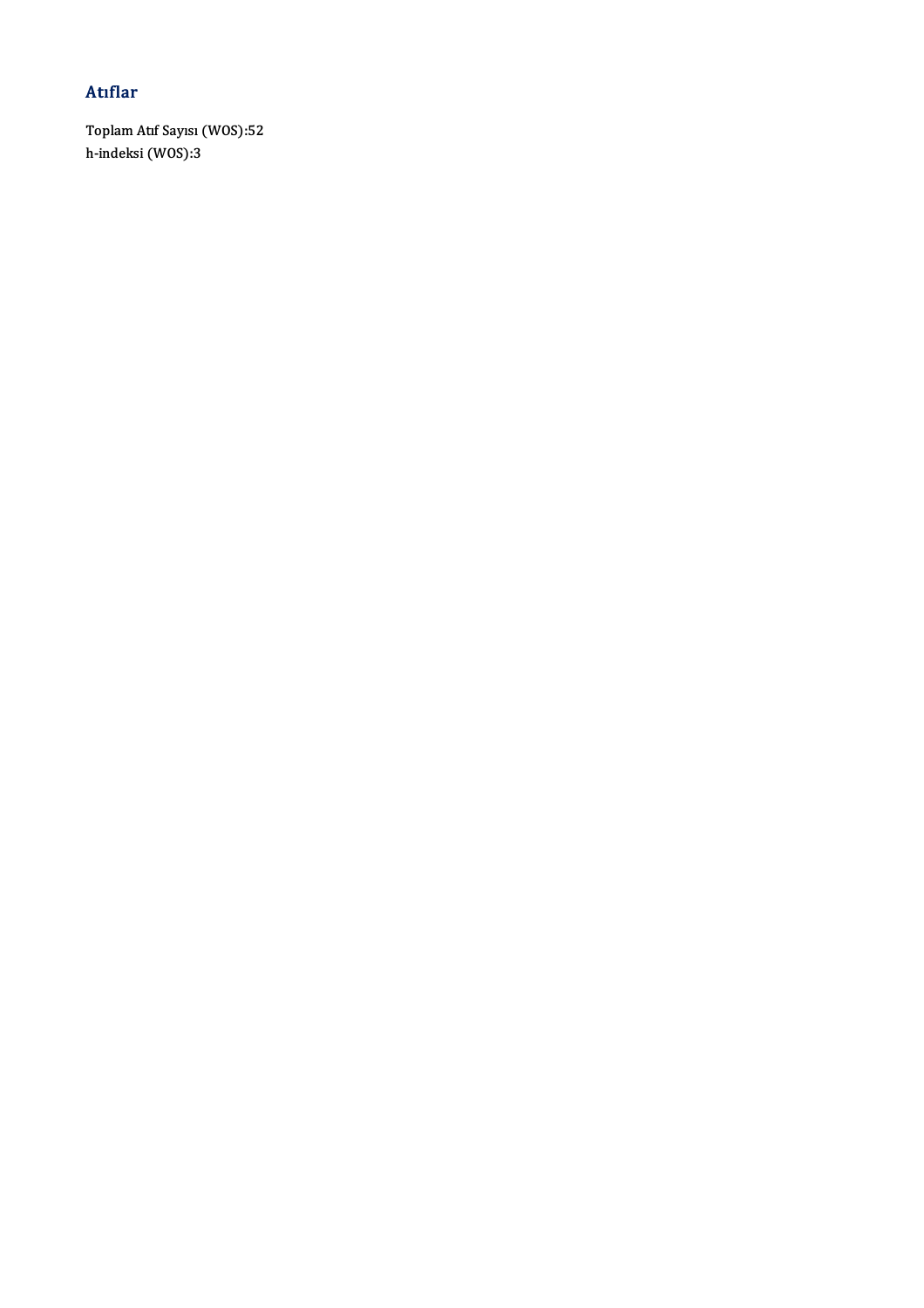## Atıflar

Toplam Atıf Sayısı (WOS):52
h-indeksi (WOS):3